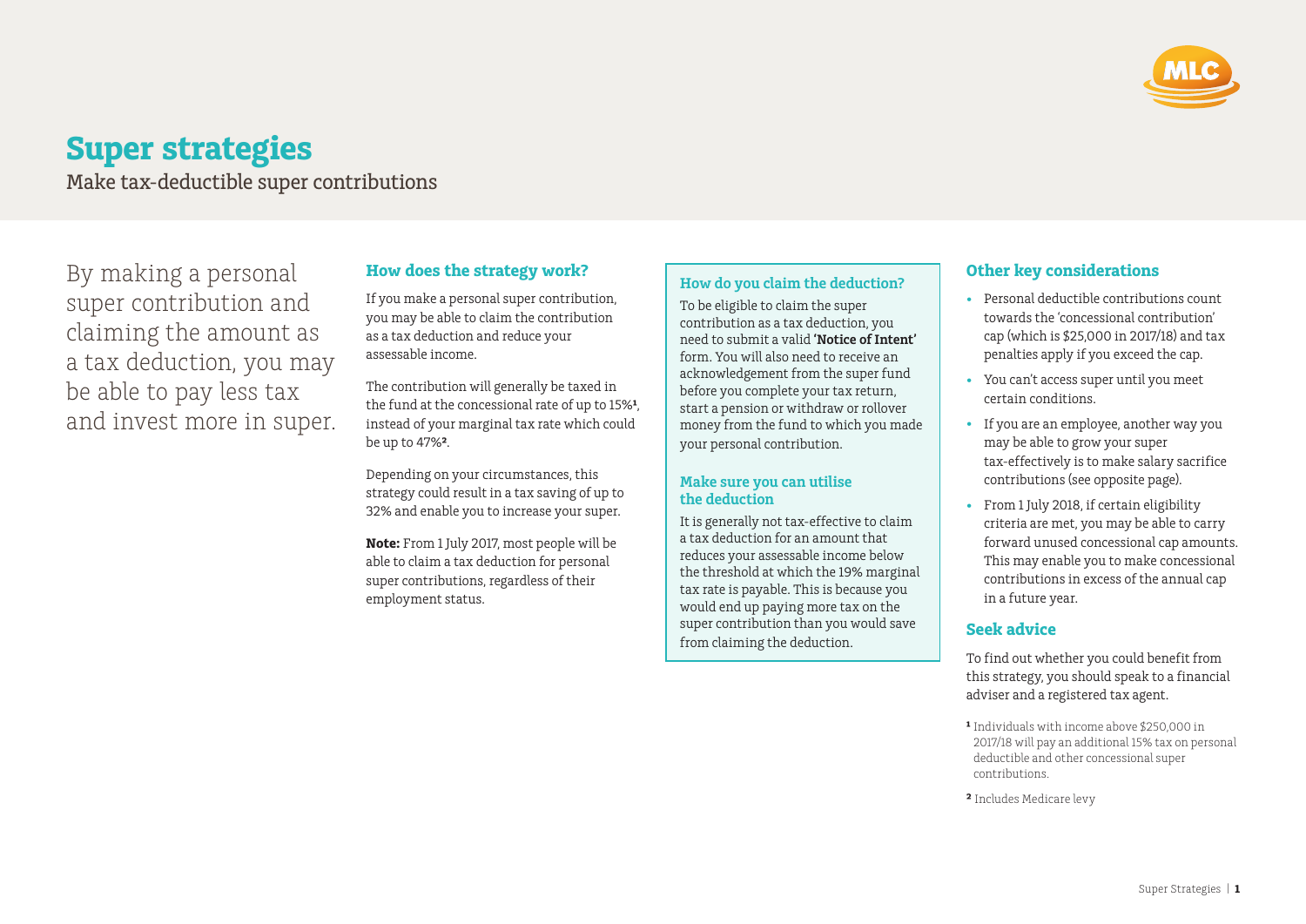# Super strategies

Make tax-deductible super contributions

By making a personal super contribution and claiming the amount as a tax deduction, you may be able to pay less tax and invest more in super.

## How does the strategy work?

If you make a personal super contribution, you may be able to claim the contribution as a tax deduction and reduce your assessable income.

The contribution will generally be taxed in the fund at the concessional rate of up to 15%[1], instead of your marginal tax rate which could be up to 47%[2].

Depending on your circumstances, this strategy could result in a tax saving of up to 32% and enable you to increase your super.

**Note:** From 1 July 2017, most people will be able to claim a tax deduction for personal super contributions, regardless of their employment status.

### How do you claim the deduction?

To be eligible to claim the super contribution as a tax deduction, you need to submit a valid **'Notice of Intent'** form. You will also need to receive an acknowledgement from the super fund before you complete your tax return, start a pension or withdraw or rollover money from the fund to which you made your personal contribution.

### Make sure you can utilise the deduction

It is generally not tax-effective to claim a tax deduction for an amount that reduces your assessable income below the threshold at which the 19% marginal tax rate is payable. This is because you would end up paying more tax on the super contribution than you would save from claiming the deduction.

## Other key considerations

- Personal deductible contributions count towards the 'concessional contribution' cap (which is $25,000 in 2017/18) and tax penalties apply if you exceed the cap.
- You can't access super until you meet certain conditions.
- If you are an employee, another way you may be able to grow your super tax-effectively is to make salary sacrifice contributions (see opposite page).
- From 1 July 2018, if certain eligibility criteria are met, you may be able to carry forward unused concessional cap amounts. This may enable you to make concessional contributions in excess of the annual cap in a future year.

## Seek advice

To find out whether you could benefit from this strategy, you should speak to a financial adviser and a registered tax agent.

[1] Individuals with income above $250,000 in 2017/18 will pay an additional 15% tax on personal deductible and other concessional super contributions.

[2] Includes Medicare levy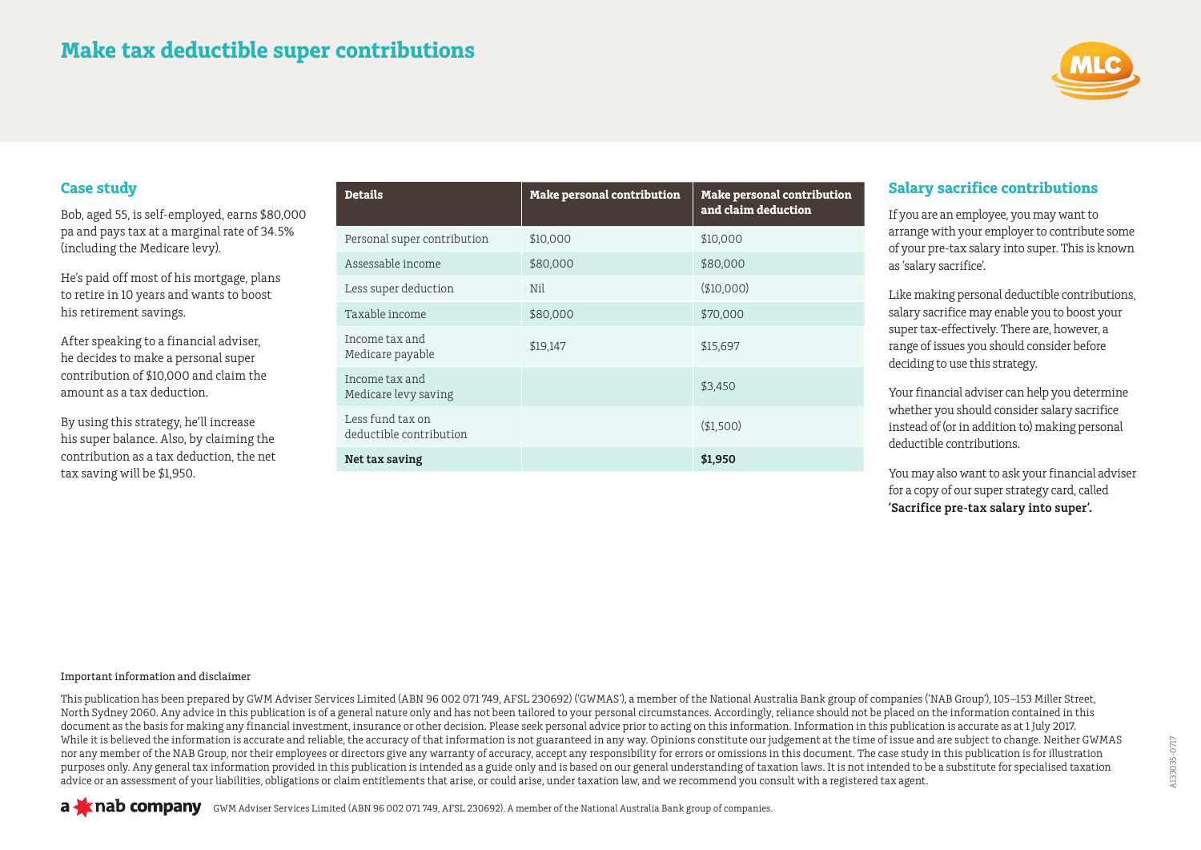# Make tax deductible super contributions

## Case study

Bob, aged 55, is self-employed, earns $80,000 pa and pays tax at a marginal rate of 34.5% (including the Medicare levy).

He's paid off most of his mortgage, plans to retire in 10 years and wants to boost his retirement savings.

After speaking to a financial adviser, he decides to make a personal super contribution of $10,000 and claim the amount as a tax deduction.

By using this strategy, he'll increase his super balance. Also, by claiming the contribution as a tax deduction, the net tax saving will be $1,950.

| Details | Make personal contribution | Make personal contribution and claim deduction |
|---|---|---|
| Personal super contribution | $10,000 | $10,000 |
| Assessable income | $80,000 | $80,000 |
| Less super deduction | Nil | ($10,000) |
| Taxable income | $80,000 | $70,000 |
| Income tax and Medicare payable | $19,147 | $15,697 |
| Income tax and Medicare levy saving | | $3,450 |
| Less fund tax on deductible contribution | | ($1,500) |
| **Net tax saving** | | **$1,950** |

## Salary sacrifice contributions

If you are an employee, you may want to arrange with your employer to contribute some of your pre-tax salary into super. This is known as 'salary sacrifice'.

Like making personal deductible contributions, salary sacrifice may enable you to boost your super tax-effectively. There are, however, a range of issues you should consider before deciding to use this strategy.

Your financial adviser can help you determine whether you should consider salary sacrifice instead of (or in addition to) making personal deductible contributions.

You may also want to ask your financial adviser for a copy of our super strategy card, called **'Sacrifice pre-tax salary into super'.**

**Important information and disclaimer**

This publication has been prepared by GWM Adviser Services Limited (ABN 96 002 071 749, AFSL 230692) ('GWMAS'), a member of the National Australia Bank group of companies ('NAB Group'), 105–153 Miller Street, North Sydney 2060. Any advice in this publication is of a general nature only and has not been tailored to your personal circumstances. Accordingly, reliance should not be placed on the information contained in this document as the basis for making any financial investment, insurance or other decision. Please seek personal advice prior to acting on this information. Information in this publication is accurate as at 1 July 2017. While it is believed the information is accurate and reliable, the accuracy of that information is not guaranteed in any way. Opinions constitute our judgement at the time of issue and are subject to change. Neither GWMAS nor any member of the NAB Group, nor their employees or directors give any warranty of accuracy, accept any responsibility for errors or omissions in this document. The case study in this publication is for illustration purposes only. Any general tax information provided in this publication is intended as a guide only and is based on our general understanding of taxation laws. It is not intended to be a substitute for specialised taxation advice or an assessment of your liabilities, obligations or claim entitlements that arise, or could arise, under taxation law, and we recommend you consult with a registered tax agent.

a nab company GWM Adviser Services Limited (ABN 96 002 071 749, AFSL 230692). A member of the National Australia Bank group of companies.

A133035-0717